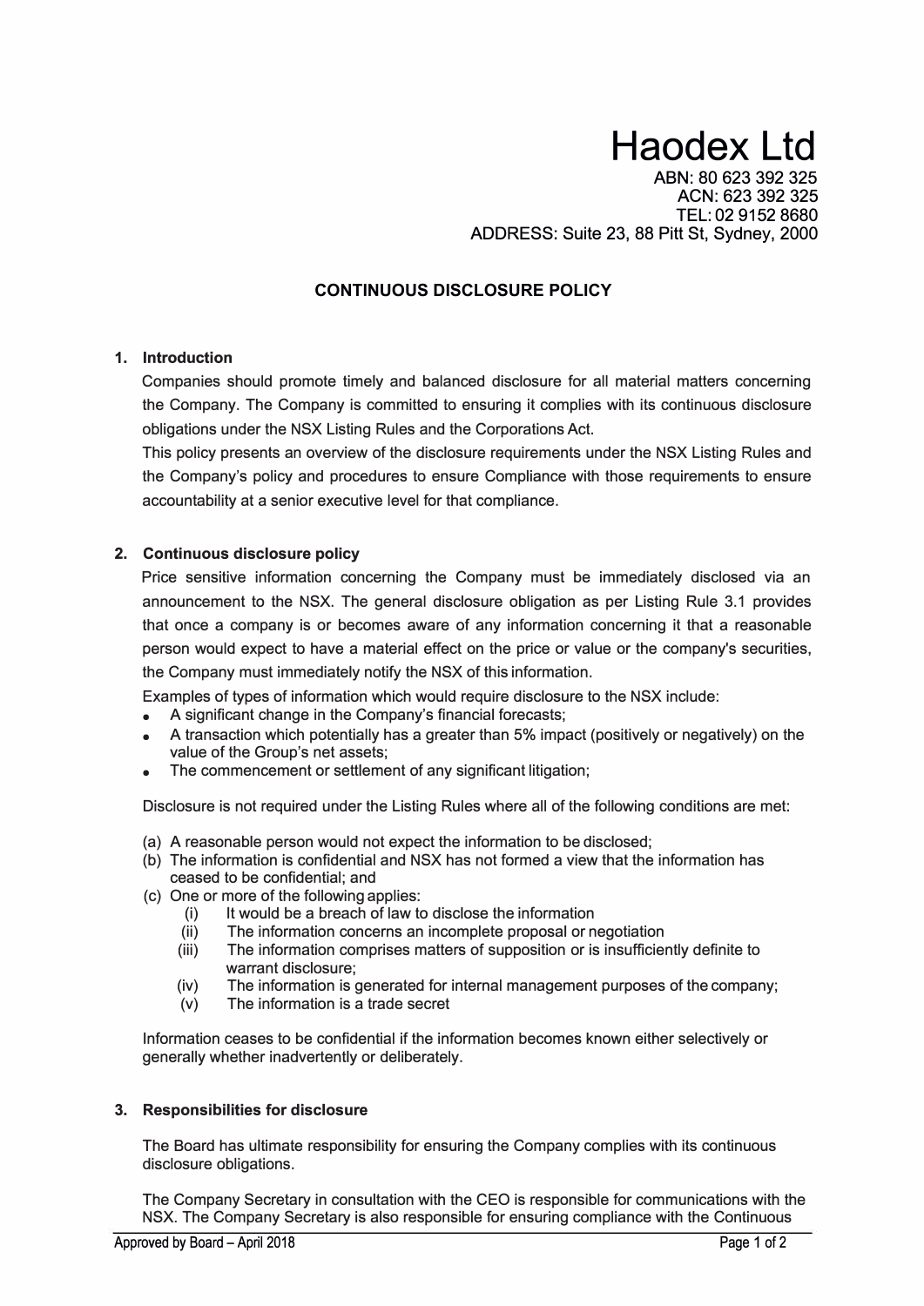# Haodex Ltd

ABN: 80 623 392 325
ACN: 623 392 325
TEL: 02 9152 8680
ADDRESS: Suite 23, 88 Pitt St, Sydney, 2000

## CONTINUOUS DISCLOSURE POLICY

### 1. Introduction

Companies should promote timely and balanced disclosure for all material matters concerning the Company. The Company is committed to ensuring it complies with its continuous disclosure obligations under the NSX Listing Rules and the Corporations Act.

This policy presents an overview of the disclosure requirements under the NSX Listing Rules and the Company's policy and procedures to ensure Compliance with those requirements to ensure accountability at a senior executive level for that compliance.

### 2. Continuous disclosure policy

Price sensitive information concerning the Company must be immediately disclosed via an announcement to the NSX. The general disclosure obligation as per Listing Rule 3.1 provides that once a company is or becomes aware of any information concerning it that a reasonable person would expect to have a material effect on the price or value or the company's securities, the Company must immediately notify the NSX of this information.

Examples of types of information which would require disclosure to the NSX include:

- A significant change in the Company's financial forecasts;
- A transaction which potentially has a greater than 5% impact (positively or negatively) on the value of the Group's net assets;
- The commencement or settlement of any significant litigation;

Disclosure is not required under the Listing Rules where all of the following conditions are met:

(a) A reasonable person would not expect the information to be disclosed;
(b) The information is confidential and NSX has not formed a view that the information has ceased to be confidential; and
(c) One or more of the following applies:
  (i) It would be a breach of law to disclose the information
  (ii) The information concerns an incomplete proposal or negotiation
  (iii) The information comprises matters of supposition or is insufficiently definite to warrant disclosure;
  (iv) The information is generated for internal management purposes of the company;
  (v) The information is a trade secret

Information ceases to be confidential if the information becomes known either selectively or generally whether inadvertently or deliberately.

### 3. Responsibilities for disclosure

The Board has ultimate responsibility for ensuring the Company complies with its continuous disclosure obligations.

The Company Secretary in consultation with the CEO is responsible for communications with the NSX. The Company Secretary is also responsible for ensuring compliance with the Continuous

Approved by Board – April 2018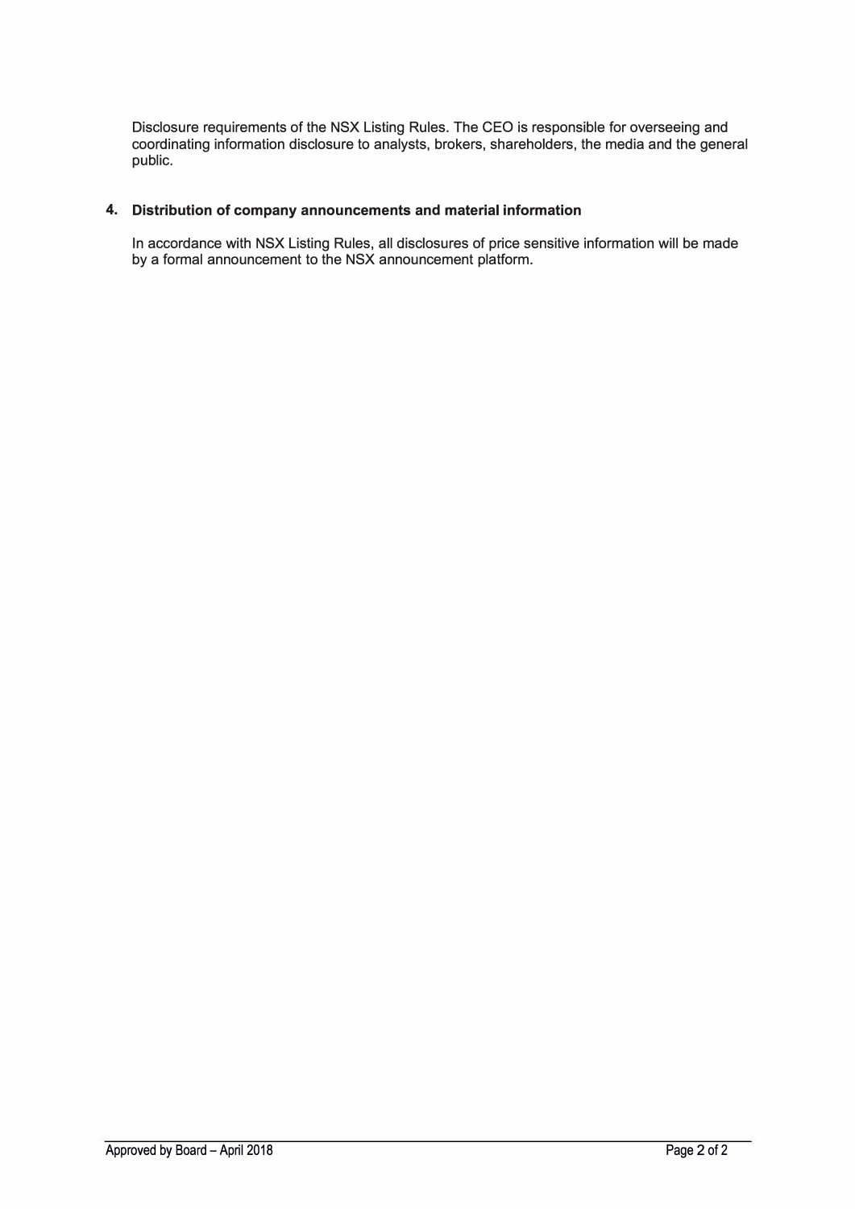Disclosure requirements of the NSX Listing Rules. The CEO is responsible for overseeing and coordinating information disclosure to analysts, brokers, shareholders, the media and the general public.

### 4. Distribution of company announcements and material information

In accordance with NSX Listing Rules, all disclosures of price sensitive information will be made by a formal announcement to the NSX announcement platform.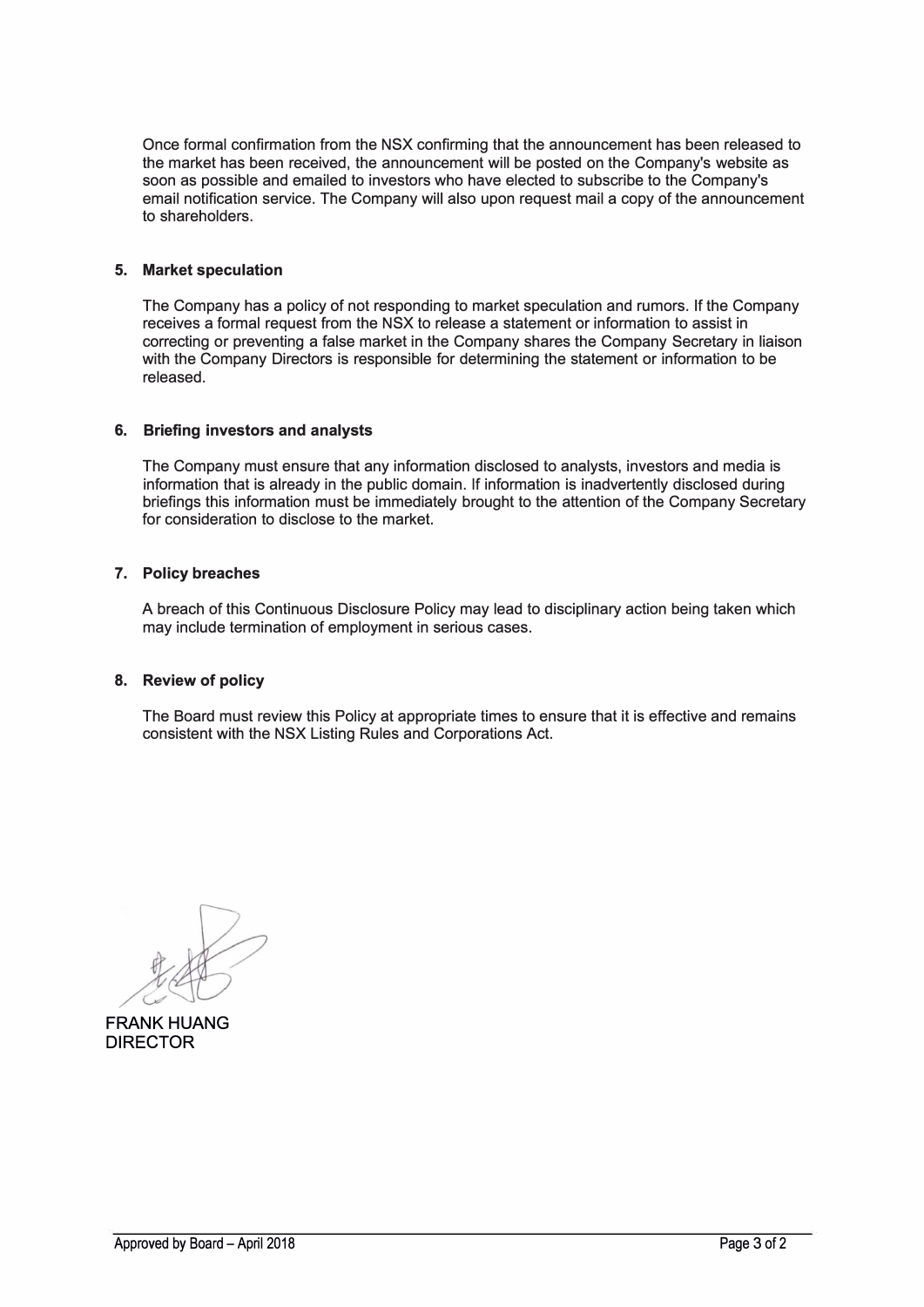Once formal confirmation from the NSX confirming that the announcement has been released to the market has been received, the announcement will be posted on the Company's website as soon as possible and emailed to investors who have elected to subscribe to the Company's email notification service. The Company will also upon request mail a copy of the announcement to shareholders.

**5. Market speculation**

The Company has a policy of not responding to market speculation and rumors. If the Company receives a formal request from the NSX to release a statement or information to assist in correcting or preventing a false market in the Company shares the Company Secretary in liaison with the Company Directors is responsible for determining the statement or information to be released.

**6. Briefing investors and analysts**

The Company must ensure that any information disclosed to analysts, investors and media is information that is already in the public domain. If information is inadvertently disclosed during briefings this information must be immediately brought to the attention of the Company Secretary for consideration to disclose to the market.

**7. Policy breaches**

A breach of this Continuous Disclosure Policy may lead to disciplinary action being taken which may include termination of employment in serious cases.

**8. Review of policy**

The Board must review this Policy at appropriate times to ensure that it is effective and remains consistent with the NSX Listing Rules and Corporations Act.

FRANK HUANG
DIRECTOR

Approved by Board – April 2018